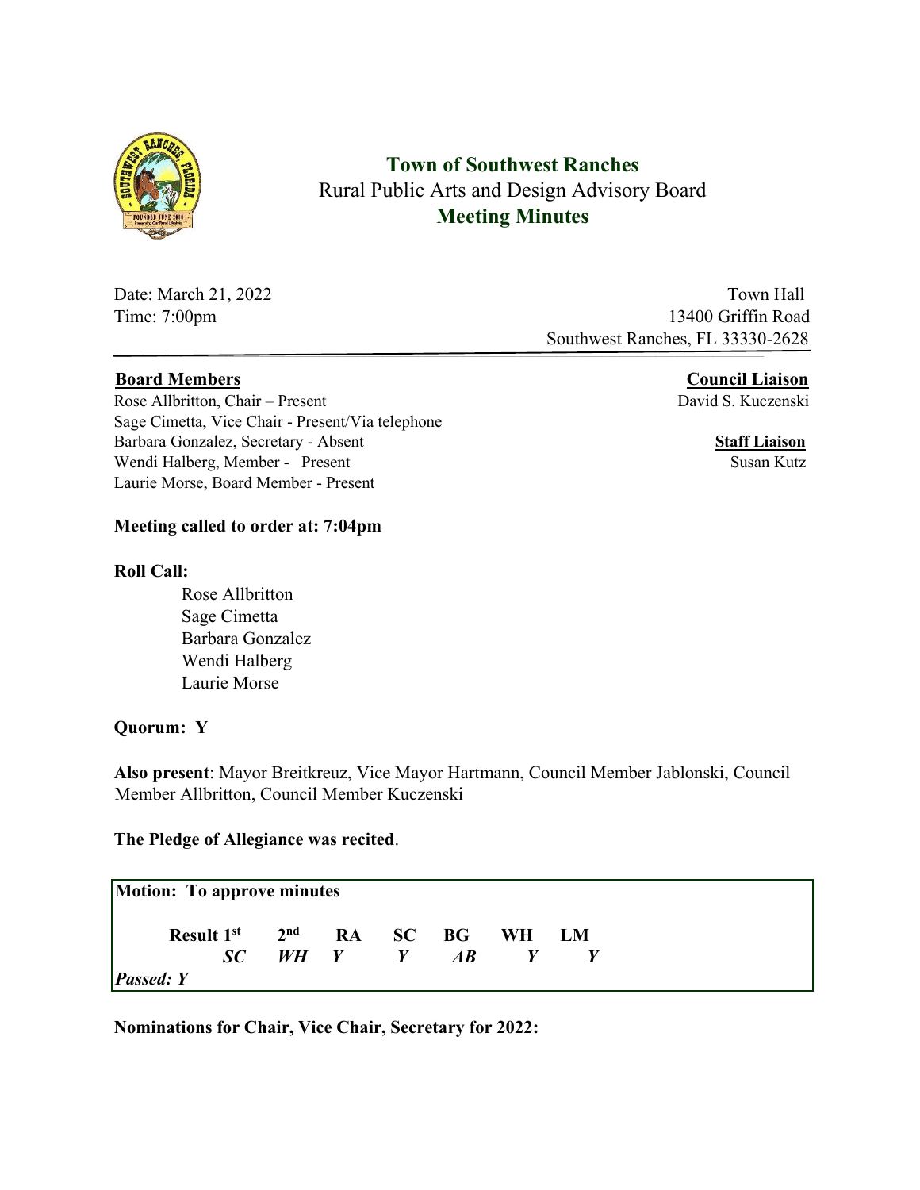# Town of Southwest Ranches

Rural Public Arts and Design Advisory Board

**Meeting Minutes**

Date: March 21, 2022
Time: 7:00pm

Town Hall
13400 Griffin Road
Southwest Ranches, FL 33330-2628

**Board Members**

Rose Allbritton, Chair – Present
Sage Cimetta, Vice Chair - Present/Via telephone
Barbara Gonzalez, Secretary - Absent
Wendi Halberg, Member - Present
Laurie Morse, Board Member - Present

**Council Liaison**
David S. Kuczenski

**Staff Liaison**
Susan Kutz

**Meeting called to order at: 7:04pm**

**Roll Call:**

Rose Allbritton
Sage Cimetta
Barbara Gonzalez
Wendi Halberg
Laurie Morse

**Quorum: Y**

**Also present**: Mayor Breitkreuz, Vice Mayor Hartmann, Council Member Jablonski, Council Member Allbritton, Council Member Kuczenski

**The Pledge of Allegiance was recited**.

**Motion: To approve minutes**

| Result | 1st | 2nd | RA | SC | BG | WH | LM |
|---|---|---|---|---|---|---|---|
| | *SC* | *WH* | *Y* | *Y* | *AB* | *Y* | *Y* |

*Passed: Y*

**Nominations for Chair, Vice Chair, Secretary for 2022:**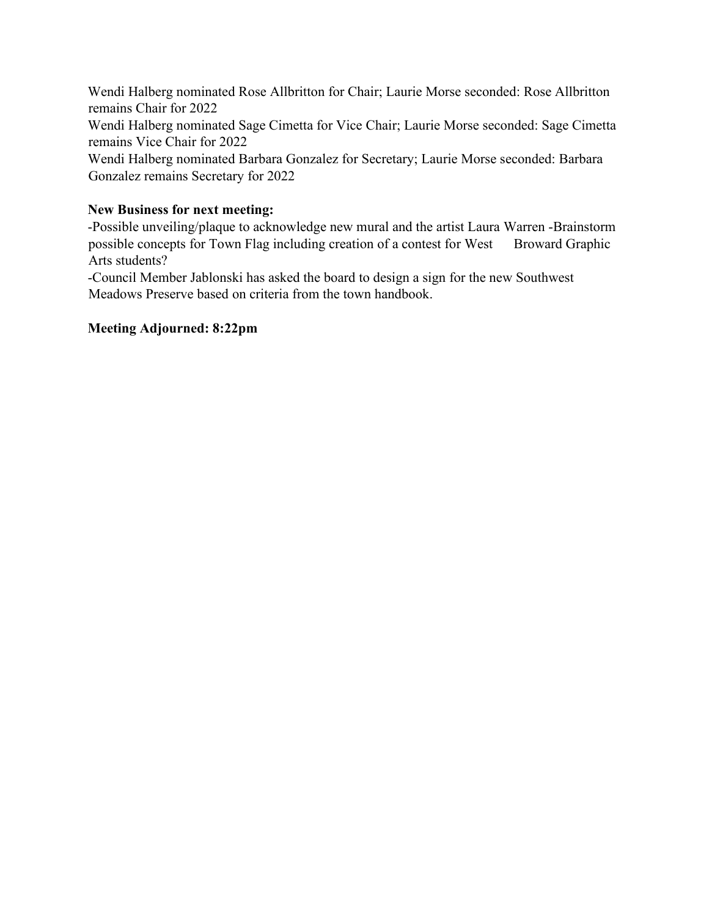Wendi Halberg nominated Rose Allbritton for Chair; Laurie Morse seconded: Rose Allbritton remains Chair for 2022
Wendi Halberg nominated Sage Cimetta for Vice Chair; Laurie Morse seconded: Sage Cimetta remains Vice Chair for 2022
Wendi Halberg nominated Barbara Gonzalez for Secretary; Laurie Morse seconded: Barbara Gonzalez remains Secretary for 2022

**New Business for next meeting:**

-Possible unveiling/plaque to acknowledge new mural and the artist Laura Warren -Brainstorm possible concepts for Town Flag including creation of a contest for West Broward Graphic Arts students?

-Council Member Jablonski has asked the board to design a sign for the new Southwest Meadows Preserve based on criteria from the town handbook.

**Meeting Adjourned: 8:22pm**